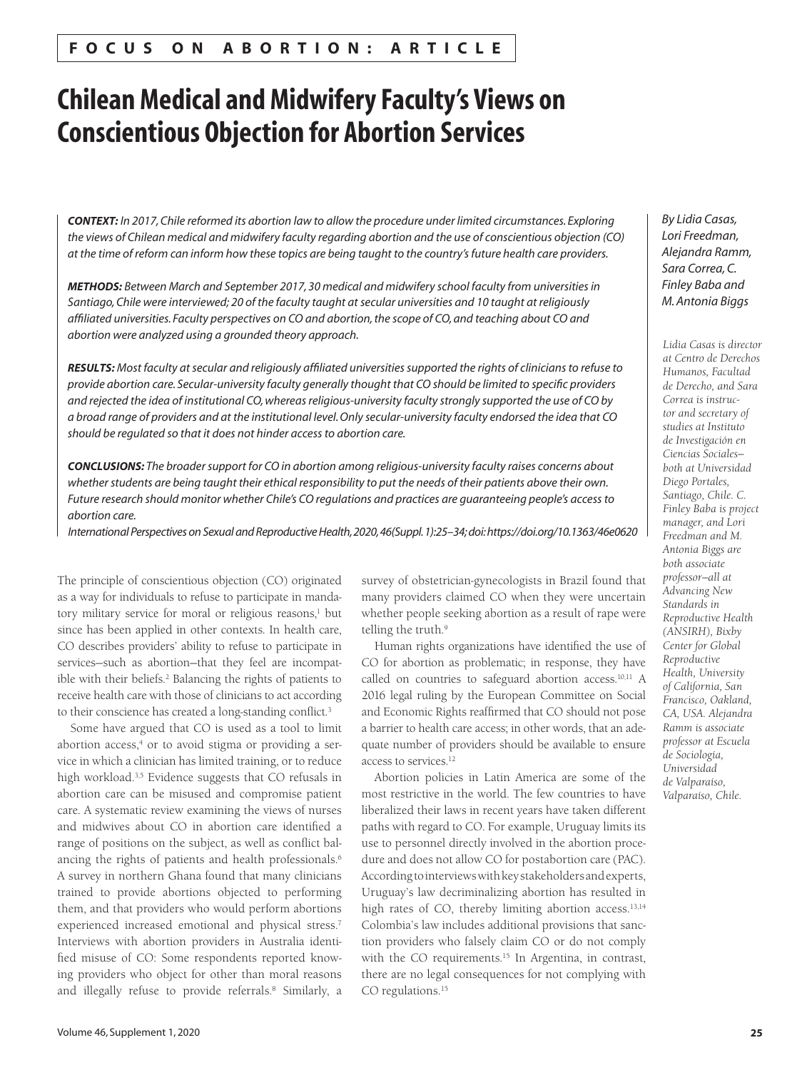FOCUS ON ABORTION: ARTICLE

# Chilean Medical and Midwifery Faculty's Views on Conscientious Objection for Abortion Services

*By Lidia Casas, Lori Freedman, Alejandra Ramm, Sara Correa, C. Finley Baba and M. Antonia Biggs*

*Lidia Casas is director at Centro de Derechos Humanos, Facultad de Derecho, and Sara Correa is instructor and secretary of studies at Instituto de Investigación en Ciencias Sociales—both at Universidad Diego Portales, Santiago, Chile. C. Finley Baba is project manager, and Lori Freedman and M. Antonia Biggs are both associate professor—all at Advancing New Standards in Reproductive Health (ANSIRH), Bixby Center for Global Reproductive Health, University of California, San Francisco, Oakland, CA, USA. Alejandra Ramm is associate professor at Escuela de Sociología, Universidad de Valparaíso, Valparaíso, Chile.*

***CONTEXT:*** *In 2017, Chile reformed its abortion law to allow the procedure under limited circumstances. Exploring the views of Chilean medical and midwifery faculty regarding abortion and the use of conscientious objection (CO) at the time of reform can inform how these topics are being taught to the country's future health care providers.*

***METHODS:*** *Between March and September 2017, 30 medical and midwifery school faculty from universities in Santiago, Chile were interviewed; 20 of the faculty taught at secular universities and 10 taught at religiously affiliated universities. Faculty perspectives on CO and abortion, the scope of CO, and teaching about CO and abortion were analyzed using a grounded theory approach.*

***RESULTS:*** *Most faculty at secular and religiously affiliated universities supported the rights of clinicians to refuse to provide abortion care. Secular-university faculty generally thought that CO should be limited to specific providers and rejected the idea of institutional CO, whereas religious-university faculty strongly supported the use of CO by a broad range of providers and at the institutional level. Only secular-university faculty endorsed the idea that CO should be regulated so that it does not hinder access to abortion care.*

***CONCLUSIONS:*** *The broader support for CO in abortion among religious-university faculty raises concerns about whether students are being taught their ethical responsibility to put the needs of their patients above their own. Future research should monitor whether Chile's CO regulations and practices are guaranteeing people's access to abortion care.*

*International Perspectives on Sexual and Reproductive Health, 2020, 46(Suppl. 1):25–34; doi: https://doi.org/10.1363/46e0620*

The principle of conscientious objection (CO) originated as a way for individuals to refuse to participate in mandatory military service for moral or religious reasons,[1] but since has been applied in other contexts. In health care, CO describes providers' ability to refuse to participate in services—such as abortion—that they feel are incompatible with their beliefs.[2] Balancing the rights of patients to receive health care with those of clinicians to act according to their conscience has created a long-standing conflict.[3]

Some have argued that CO is used as a tool to limit abortion access,[4] or to avoid stigma or providing a service in which a clinician has limited training, or to reduce high workload.[3,5] Evidence suggests that CO refusals in abortion care can be misused and compromise patient care. A systematic review examining the views of nurses and midwives about CO in abortion care identified a range of positions on the subject, as well as conflict balancing the rights of patients and health professionals.[6] A survey in northern Ghana found that many clinicians trained to provide abortions objected to performing them, and that providers who would perform abortions experienced increased emotional and physical stress.[7] Interviews with abortion providers in Australia identified misuse of CO: Some respondents reported knowing providers who object for other than moral reasons and illegally refuse to provide referrals.[8] Similarly, a survey of obstetrician-gynecologists in Brazil found that many providers claimed CO when they were uncertain whether people seeking abortion as a result of rape were telling the truth.[9]

Human rights organizations have identified the use of CO for abortion as problematic; in response, they have called on countries to safeguard abortion access.[10,11] A 2016 legal ruling by the European Committee on Social and Economic Rights reaffirmed that CO should not pose a barrier to health care access; in other words, that an adequate number of providers should be available to ensure access to services.[12]

Abortion policies in Latin America are some of the most restrictive in the world. The few countries to have liberalized their laws in recent years have taken different paths with regard to CO. For example, Uruguay limits its use to personnel directly involved in the abortion procedure and does not allow CO for postabortion care (PAC). According to interviews with key stakeholders and experts, Uruguay's law decriminalizing abortion has resulted in high rates of CO, thereby limiting abortion access.[13,14] Colombia's law includes additional provisions that sanction providers who falsely claim CO or do not comply with the CO requirements.[15] In Argentina, in contrast, there are no legal consequences for not complying with CO regulations.[15]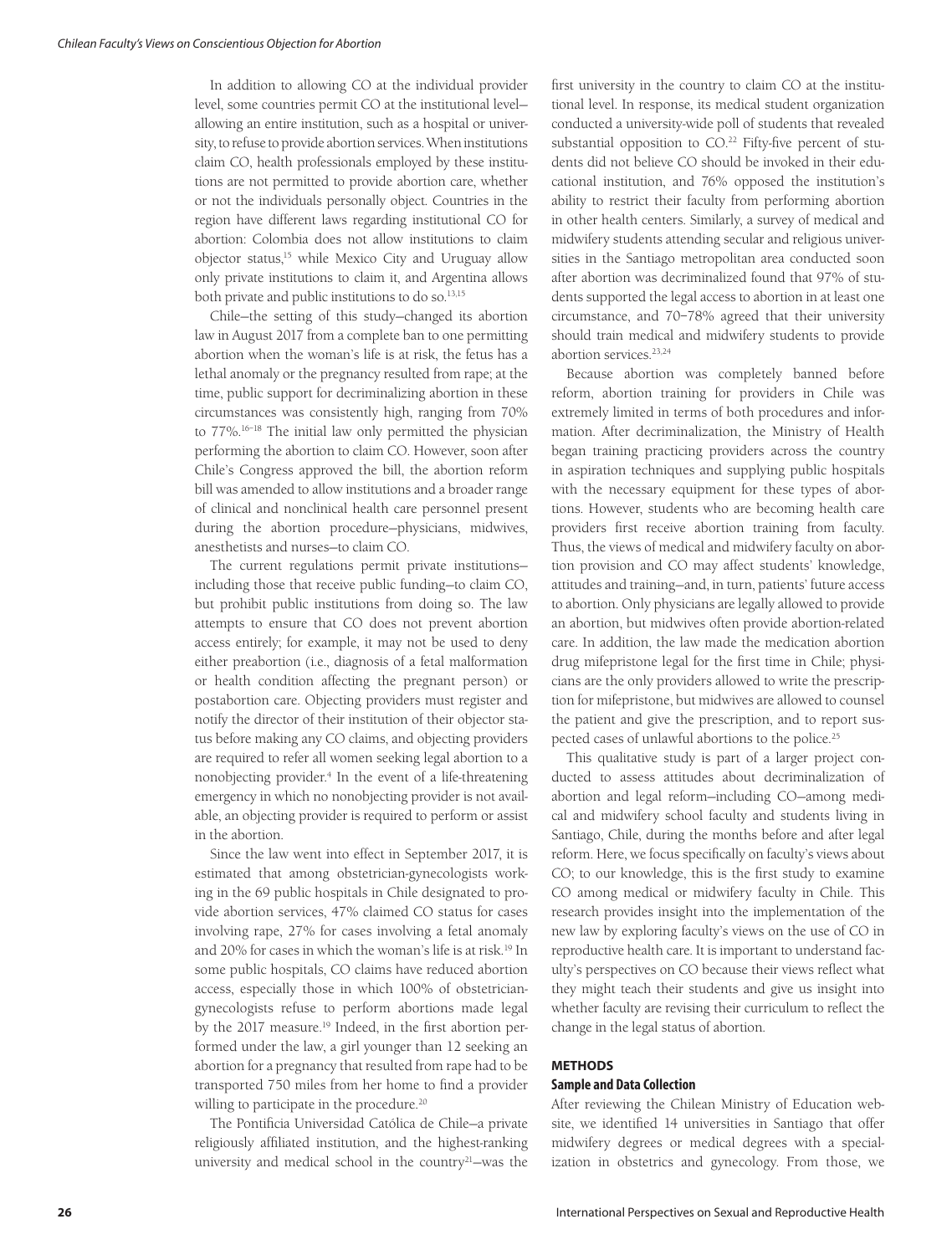In addition to allowing CO at the individual provider level, some countries permit CO at the institutional level—allowing an entire institution, such as a hospital or university, to refuse to provide abortion services. When institutions claim CO, health professionals employed by these institutions are not permitted to provide abortion care, whether or not the individuals personally object. Countries in the region have different laws regarding institutional CO for abortion: Colombia does not allow institutions to claim objector status,[15] while Mexico City and Uruguay allow only private institutions to claim it, and Argentina allows both private and public institutions to do so.[13,15]

Chile—the setting of this study—changed its abortion law in August 2017 from a complete ban to one permitting abortion when the woman's life is at risk, the fetus has a lethal anomaly or the pregnancy resulted from rape; at the time, public support for decriminalizing abortion in these circumstances was consistently high, ranging from 70% to 77%.[16–18] The initial law only permitted the physician performing the abortion to claim CO. However, soon after Chile's Congress approved the bill, the abortion reform bill was amended to allow institutions and a broader range of clinical and nonclinical health care personnel present during the abortion procedure—physicians, midwives, anesthetists and nurses—to claim CO.

The current regulations permit private institutions—including those that receive public funding—to claim CO, but prohibit public institutions from doing so. The law attempts to ensure that CO does not prevent abortion access entirely; for example, it may not be used to deny either preabortion (i.e., diagnosis of a fetal malformation or health condition affecting the pregnant person) or postabortion care. Objecting providers must register and notify the director of their institution of their objector status before making any CO claims, and objecting providers are required to refer all women seeking legal abortion to a nonobjecting provider.[4] In the event of a life-threatening emergency in which no nonobjecting provider is not available, an objecting provider is required to perform or assist in the abortion.

Since the law went into effect in September 2017, it is estimated that among obstetrician-gynecologists working in the 69 public hospitals in Chile designated to provide abortion services, 47% claimed CO status for cases involving rape, 27% for cases involving a fetal anomaly and 20% for cases in which the woman's life is at risk.[19] In some public hospitals, CO claims have reduced abortion access, especially those in which 100% of obstetrician-gynecologists refuse to perform abortions made legal by the 2017 measure.[19] Indeed, in the first abortion performed under the law, a girl younger than 12 seeking an abortion for a pregnancy that resulted from rape had to be transported 750 miles from her home to find a provider willing to participate in the procedure.[20]

The Pontificia Universidad Católica de Chile—a private religiously affiliated institution, and the highest-ranking university and medical school in the country[21]—was the first university in the country to claim CO at the institutional level. In response, its medical student organization conducted a university-wide poll of students that revealed substantial opposition to CO.[22] Fifty-five percent of students did not believe CO should be invoked in their educational institution, and 76% opposed the institution's ability to restrict their faculty from performing abortion in other health centers. Similarly, a survey of medical and midwifery students attending secular and religious universities in the Santiago metropolitan area conducted soon after abortion was decriminalized found that 97% of students supported the legal access to abortion in at least one circumstance, and 70–78% agreed that their university should train medical and midwifery students to provide abortion services.[23,24]

Because abortion was completely banned before reform, abortion training for providers in Chile was extremely limited in terms of both procedures and information. After decriminalization, the Ministry of Health began training practicing providers across the country in aspiration techniques and supplying public hospitals with the necessary equipment for these types of abortions. However, students who are becoming health care providers first receive abortion training from faculty. Thus, the views of medical and midwifery faculty on abortion provision and CO may affect students' knowledge, attitudes and training—and, in turn, patients' future access to abortion. Only physicians are legally allowed to provide an abortion, but midwives often provide abortion-related care. In addition, the law made the medication abortion drug mifepristone legal for the first time in Chile; physicians are the only providers allowed to write the prescription for mifepristone, but midwives are allowed to counsel the patient and give the prescription, and to report suspected cases of unlawful abortions to the police.[25]

This qualitative study is part of a larger project conducted to assess attitudes about decriminalization of abortion and legal reform—including CO—among medical and midwifery school faculty and students living in Santiago, Chile, during the months before and after legal reform. Here, we focus specifically on faculty's views about CO; to our knowledge, this is the first study to examine CO among medical or midwifery faculty in Chile. This research provides insight into the implementation of the new law by exploring faculty's views on the use of CO in reproductive health care. It is important to understand faculty's perspectives on CO because their views reflect what they might teach their students and give us insight into whether faculty are revising their curriculum to reflect the change in the legal status of abortion.

## METHODS

### Sample and Data Collection

After reviewing the Chilean Ministry of Education website, we identified 14 universities in Santiago that offer midwifery degrees or medical degrees with a specialization in obstetrics and gynecology. From those, we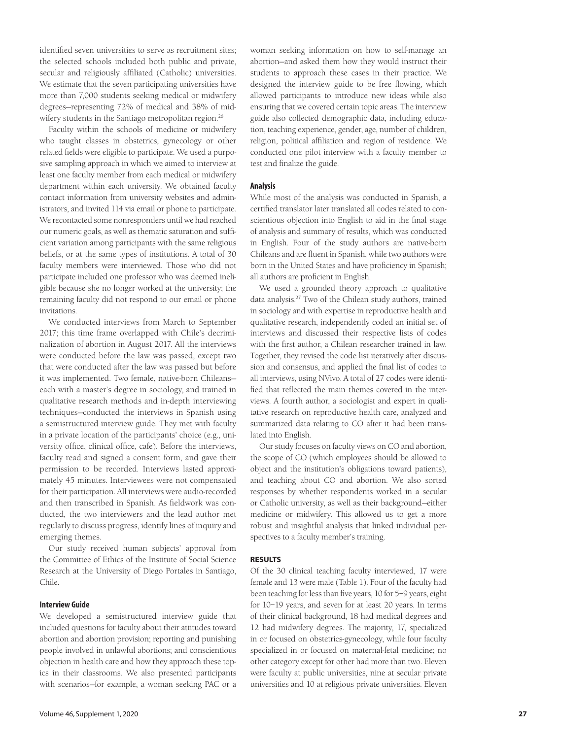identified seven universities to serve as recruitment sites; the selected schools included both public and private, secular and religiously affiliated (Catholic) universities. We estimate that the seven participating universities have more than 7,000 students seeking medical or midwifery degrees—representing 72% of medical and 38% of midwifery students in the Santiago metropolitan region.[26]

Faculty within the schools of medicine or midwifery who taught classes in obstetrics, gynecology or other related fields were eligible to participate. We used a purposive sampling approach in which we aimed to interview at least one faculty member from each medical or midwifery department within each university. We obtained faculty contact information from university websites and administrators, and invited 114 via email or phone to participate. We recontacted some nonresponders until we had reached our numeric goals, as well as thematic saturation and sufficient variation among participants with the same religious beliefs, or at the same types of institutions. A total of 30 faculty members were interviewed. Those who did not participate included one professor who was deemed ineligible because she no longer worked at the university; the remaining faculty did not respond to our email or phone invitations.

We conducted interviews from March to September 2017; this time frame overlapped with Chile's decriminalization of abortion in August 2017. All the interviews were conducted before the law was passed, except two that were conducted after the law was passed but before it was implemented. Two female, native-born Chileans—each with a master's degree in sociology, and trained in qualitative research methods and in-depth interviewing techniques—conducted the interviews in Spanish using a semistructured interview guide. They met with faculty in a private location of the participants' choice (e.g., university office, clinical office, cafe). Before the interviews, faculty read and signed a consent form, and gave their permission to be recorded. Interviews lasted approximately 45 minutes. Interviewees were not compensated for their participation. All interviews were audio-recorded and then transcribed in Spanish. As fieldwork was conducted, the two interviewers and the lead author met regularly to discuss progress, identify lines of inquiry and emerging themes.

Our study received human subjects' approval from the Committee of Ethics of the Institute of Social Science Research at the University of Diego Portales in Santiago, Chile.

#### Interview Guide

We developed a semistructured interview guide that included questions for faculty about their attitudes toward abortion and abortion provision; reporting and punishing people involved in unlawful abortions; and conscientious objection in health care and how they approach these topics in their classrooms. We also presented participants with scenarios—for example, a woman seeking PAC or a woman seeking information on how to self-manage an abortion—and asked them how they would instruct their students to approach these cases in their practice. We designed the interview guide to be free flowing, which allowed participants to introduce new ideas while also ensuring that we covered certain topic areas. The interview guide also collected demographic data, including education, teaching experience, gender, age, number of children, religion, political affiliation and region of residence. We conducted one pilot interview with a faculty member to test and finalize the guide.

#### Analysis

While most of the analysis was conducted in Spanish, a certified translator later translated all codes related to conscientious objection into English to aid in the final stage of analysis and summary of results, which was conducted in English. Four of the study authors are native-born Chileans and are fluent in Spanish, while two authors were born in the United States and have proficiency in Spanish; all authors are proficient in English.

We used a grounded theory approach to qualitative data analysis.[27] Two of the Chilean study authors, trained in sociology and with expertise in reproductive health and qualitative research, independently coded an initial set of interviews and discussed their respective lists of codes with the first author, a Chilean researcher trained in law. Together, they revised the code list iteratively after discussion and consensus, and applied the final list of codes to all interviews, using NVivo. A total of 27 codes were identified that reflected the main themes covered in the interviews. A fourth author, a sociologist and expert in qualitative research on reproductive health care, analyzed and summarized data relating to CO after it had been translated into English.

Our study focuses on faculty views on CO and abortion, the scope of CO (which employees should be allowed to object and the institution's obligations toward patients), and teaching about CO and abortion. We also sorted responses by whether respondents worked in a secular or Catholic university, as well as their background—either medicine or midwifery. This allowed us to get a more robust and insightful analysis that linked individual perspectives to a faculty member's training.

### RESULTS

Of the 30 clinical teaching faculty interviewed, 17 were female and 13 were male (Table 1). Four of the faculty had been teaching for less than five years, 10 for 5–9 years, eight for 10–19 years, and seven for at least 20 years. In terms of their clinical background, 18 had medical degrees and 12 had midwifery degrees. The majority, 17, specialized in or focused on obstetrics-gynecology, while four faculty specialized in or focused on maternal-fetal medicine; no other category except for other had more than two. Eleven were faculty at public universities, nine at secular private universities and 10 at religious private universities. Eleven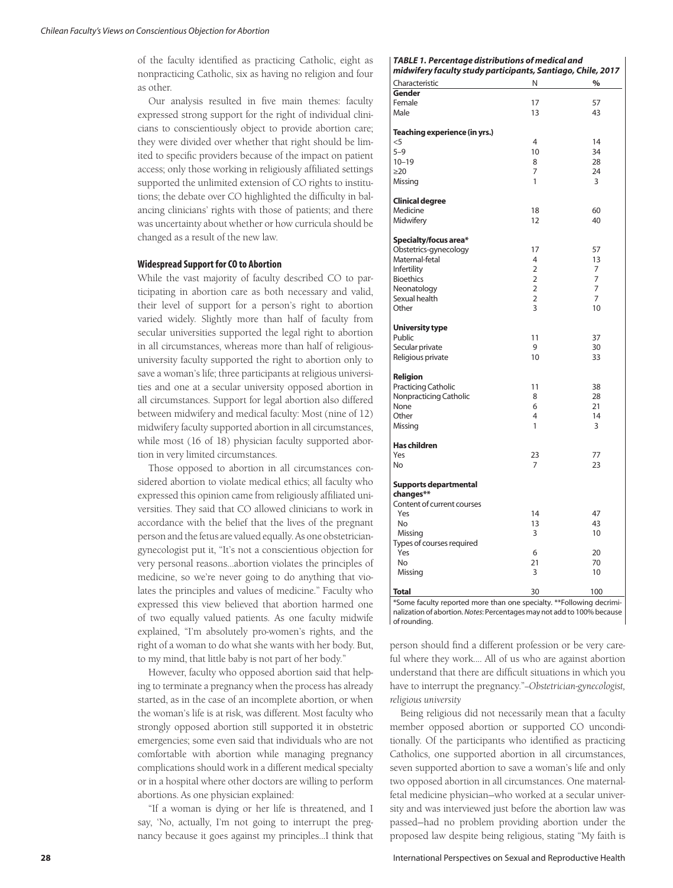of the faculty identified as practicing Catholic, eight as nonpracticing Catholic, six as having no religion and four as other.

Our analysis resulted in five main themes: faculty expressed strong support for the right of individual clinicians to conscientiously object to provide abortion care; they were divided over whether that right should be limited to specific providers because of the impact on patient access; only those working in religiously affiliated settings supported the unlimited extension of CO rights to institutions; the debate over CO highlighted the difficulty in balancing clinicians' rights with those of patients; and there was uncertainty about whether or how curricula should be changed as a result of the new law.

**TABLE 1. Percentage distributions of medical and midwifery faculty study participants, Santiago, Chile, 2017**

| Characteristic | N | % |
|---|---|---|
| **Gender** | | |
| Female | 17 | 57 |
| Male | 13 | 43 |
| **Teaching experience (in yrs.)** | | |
| <5 | 4 | 14 |
| 5–9 | 10 | 34 |
| 10–19 | 8 | 28 |
| ≥20 | 7 | 24 |
| Missing | 1 | 3 |
| **Clinical degree** | | |
| Medicine | 18 | 60 |
| Midwifery | 12 | 40 |
| **Specialty/focus area*** | | |
| Obstetrics-gynecology | 17 | 57 |
| Maternal-fetal | 4 | 13 |
| Infertility | 2 | 7 |
| Bioethics | 2 | 7 |
| Neonatology | 2 | 7 |
| Sexual health | 2 | 7 |
| Other | 3 | 10 |
| **University type** | | |
| Public | 11 | 37 |
| Secular private | 9 | 30 |
| Religious private | 10 | 33 |
| **Religion** | | |
| Practicing Catholic | 11 | 38 |
| Nonpracticing Catholic | 8 | 28 |
| None | 6 | 21 |
| Other | 4 | 14 |
| Missing | 1 | 3 |
| **Has children** | | |
| Yes | 23 | 77 |
| No | 7 | 23 |
| **Supports departmental changes**** | | |
| Content of current courses | | |
| Yes | 14 | 47 |
| No | 13 | 43 |
| Missing | 3 | 10 |
| Types of courses required | | |
| Yes | 6 | 20 |
| No | 21 | 70 |
| Missing | 3 | 10 |
| **Total** | 30 | 100 |

*Some faculty reported more than one specialty. **Following decriminalization of abortion. *Notes*: Percentages may not add to 100% because of rounding.

### Widespread Support for CO to Abortion

While the vast majority of faculty described CO to participating in abortion care as both necessary and valid, their level of support for a person's right to abortion varied widely. Slightly more than half of faculty from secular universities supported the legal right to abortion in all circumstances, whereas more than half of religious-university faculty supported the right to abortion only to save a woman's life; three participants at religious universities and one at a secular university opposed abortion in all circumstances. Support for legal abortion also differed between midwifery and medical faculty: Most (nine of 12) midwifery faculty supported abortion in all circumstances, while most (16 of 18) physician faculty supported abortion in very limited circumstances.

Those opposed to abortion in all circumstances considered abortion to violate medical ethics; all faculty who expressed this opinion came from religiously affiliated universities. They said that CO allowed clinicians to work in accordance with the belief that the lives of the pregnant person and the fetus are valued equally. As one obstetrician-gynecologist put it, "It's not a conscientious objection for very personal reasons...abortion violates the principles of medicine, so we're never going to do anything that violates the principles and values of medicine." Faculty who expressed this view believed that abortion harmed one of two equally valued patients. As one faculty midwife explained, "I'm absolutely pro-women's rights, and the right of a woman to do what she wants with her body. But, to my mind, that little baby is not part of her body."

However, faculty who opposed abortion said that helping to terminate a pregnancy when the process has already started, as in the case of an incomplete abortion, or when the woman's life is at risk, was different. Most faculty who strongly opposed abortion still supported it in obstetric emergencies; some even said that individuals who are not comfortable with abortion while managing pregnancy complications should work in a different medical specialty or in a hospital where other doctors are willing to perform abortions. As one physician explained:

"If a woman is dying or her life is threatened, and I say, 'No, actually, I'm not going to interrupt the pregnancy because it goes against my principles...I think that person should find a different profession or be very careful where they work.... All of us who are against abortion understand that there are difficult situations in which you have to interrupt the pregnancy."–*Obstetrician-gynecologist, religious university*

Being religious did not necessarily mean that a faculty member opposed abortion or supported CO unconditionally. Of the participants who identified as practicing Catholics, one supported abortion in all circumstances, seven supported abortion to save a woman's life and only two opposed abortion in all circumstances. One maternal-fetal medicine physician—who worked at a secular university and was interviewed just before the abortion law was passed—had no problem providing abortion under the proposed law despite being religious, stating "My faith is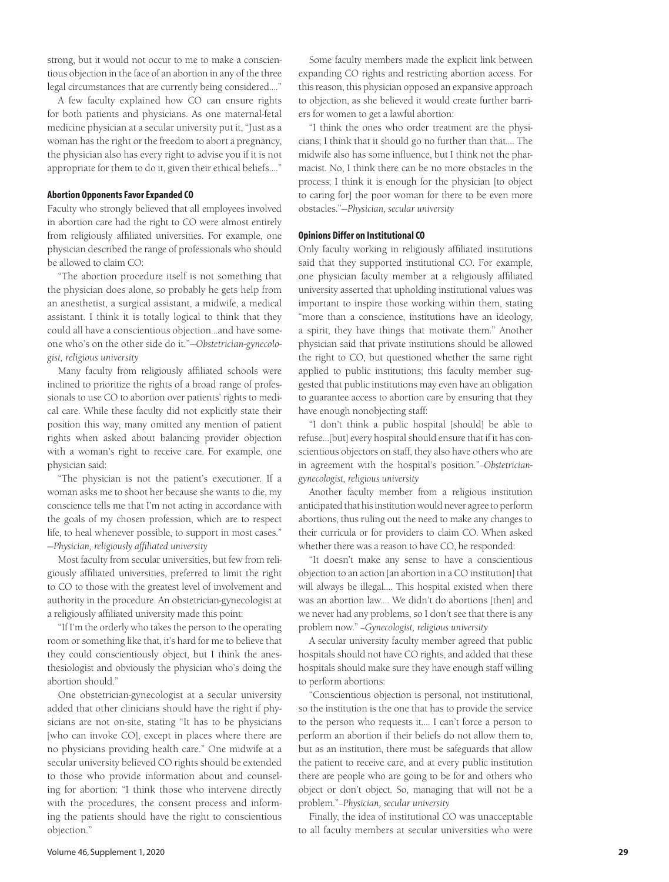strong, but it would not occur to me to make a conscientious objection in the face of an abortion in any of the three legal circumstances that are currently being considered...."

A few faculty explained how CO can ensure rights for both patients and physicians. As one maternal-fetal medicine physician at a secular university put it, "Just as a woman has the right or the freedom to abort a pregnancy, the physician also has every right to advise you if it is not appropriate for them to do it, given their ethical beliefs...."

#### Abortion Opponents Favor Expanded CO

Faculty who strongly believed that all employees involved in abortion care had the right to CO were almost entirely from religiously affiliated universities. For example, one physician described the range of professionals who should be allowed to claim CO:

"The abortion procedure itself is not something that the physician does alone, so probably he gets help from an anesthetist, a surgical assistant, a midwife, a medical assistant. I think it is totally logical to think that they could all have a conscientious objection...and have someone who's on the other side do it."—*Obstetrician-gynecologist, religious university*

Many faculty from religiously affiliated schools were inclined to prioritize the rights of a broad range of professionals to use CO to abortion over patients' rights to medical care. While these faculty did not explicitly state their position this way, many omitted any mention of patient rights when asked about balancing provider objection with a woman's right to receive care. For example, one physician said:

"The physician is not the patient's executioner. If a woman asks me to shoot her because she wants to die, my conscience tells me that I'm not acting in accordance with the goals of my chosen profession, which are to respect life, to heal whenever possible, to support in most cases." —*Physician, religiously affiliated university*

Most faculty from secular universities, but few from religiously affiliated universities, preferred to limit the right to CO to those with the greatest level of involvement and authority in the procedure. An obstetrician-gynecologist at a religiously affiliated university made this point:

"If I'm the orderly who takes the person to the operating room or something like that, it's hard for me to believe that they could conscientiously object, but I think the anesthesiologist and obviously the physician who's doing the abortion should."

One obstetrician-gynecologist at a secular university added that other clinicians should have the right if physicians are not on-site, stating "It has to be physicians [who can invoke CO], except in places where there are no physicians providing health care." One midwife at a secular university believed CO rights should be extended to those who provide information about and counseling for abortion: "I think those who intervene directly with the procedures, the consent process and informing the patients should have the right to conscientious objection."

Some faculty members made the explicit link between expanding CO rights and restricting abortion access. For this reason, this physician opposed an expansive approach to objection, as she believed it would create further barriers for women to get a lawful abortion:

"I think the ones who order treatment are the physicians; I think that it should go no further than that.... The midwife also has some influence, but I think not the pharmacist. No, I think there can be no more obstacles in the process; I think it is enough for the physician [to object to caring for] the poor woman for there to be even more obstacles."—*Physician, secular university*

#### Opinions Differ on Institutional CO

Only faculty working in religiously affiliated institutions said that they supported institutional CO. For example, one physician faculty member at a religiously affiliated university asserted that upholding institutional values was important to inspire those working within them, stating "more than a conscience, institutions have an ideology, a spirit; they have things that motivate them." Another physician said that private institutions should be allowed the right to CO, but questioned whether the same right applied to public institutions; this faculty member suggested that public institutions may even have an obligation to guarantee access to abortion care by ensuring that they have enough nonobjecting staff:

"I don't think a public hospital [should] be able to refuse...[but] every hospital should ensure that if it has conscientious objectors on staff, they also have others who are in agreement with the hospital's position."–*Obstetrician-gynecologist, religious university*

Another faculty member from a religious institution anticipated that his institution would never agree to perform abortions, thus ruling out the need to make any changes to their curricula or for providers to claim CO. When asked whether there was a reason to have CO, he responded:

"It doesn't make any sense to have a conscientious objection to an action [an abortion in a CO institution] that will always be illegal.... This hospital existed when there was an abortion law.... We didn't do abortions [then] and we never had any problems, so I don't see that there is any problem now." –*Gynecologist, religious university*

A secular university faculty member agreed that public hospitals should not have CO rights, and added that these hospitals should make sure they have enough staff willing to perform abortions:

"Conscientious objection is personal, not institutional, so the institution is the one that has to provide the service to the person who requests it.... I can't force a person to perform an abortion if their beliefs do not allow them to, but as an institution, there must be safeguards that allow the patient to receive care, and at every public institution there are people who are going to be for and others who object or don't object. So, managing that will not be a problem."–*Physician, secular university*

Finally, the idea of institutional CO was unacceptable to all faculty members at secular universities who were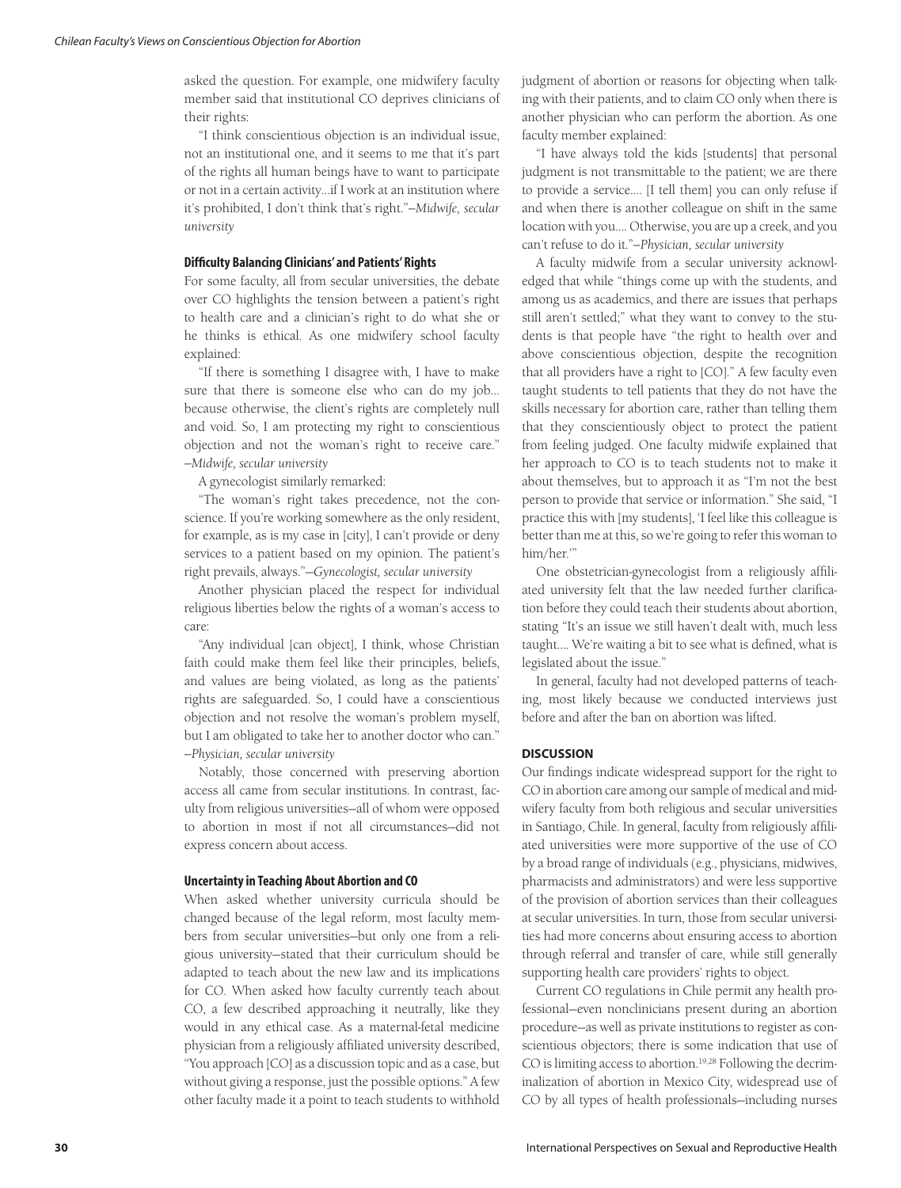asked the question. For example, one midwifery faculty member said that institutional CO deprives clinicians of their rights:

"I think conscientious objection is an individual issue, not an institutional one, and it seems to me that it's part of the rights all human beings have to want to participate or not in a certain activity...if I work at an institution where it's prohibited, I don't think that's right."*–Midwife, secular university*

### Difficulty Balancing Clinicians' and Patients' Rights

For some faculty, all from secular universities, the debate over CO highlights the tension between a patient's right to health care and a clinician's right to do what she or he thinks is ethical. As one midwifery school faculty explained:

"If there is something I disagree with, I have to make sure that there is someone else who can do my job... because otherwise, the client's rights are completely null and void. So, I am protecting my right to conscientious objection and not the woman's right to receive care." *–Midwife, secular university*

A gynecologist similarly remarked:

"The woman's right takes precedence, not the conscience. If you're working somewhere as the only resident, for example, as is my case in [city], I can't provide or deny services to a patient based on my opinion. The patient's right prevails, always."*–Gynecologist, secular university*

Another physician placed the respect for individual religious liberties below the rights of a woman's access to care:

"Any individual [can object], I think, whose Christian faith could make them feel like their principles, beliefs, and values are being violated, as long as the patients' rights are safeguarded. So, I could have a conscientious objection and not resolve the woman's problem myself, but I am obligated to take her to another doctor who can." *–Physician, secular university*

Notably, those concerned with preserving abortion access all came from secular institutions. In contrast, faculty from religious universities–all of whom were opposed to abortion in most if not all circumstances–did not express concern about access.

### Uncertainty in Teaching About Abortion and CO

When asked whether university curricula should be changed because of the legal reform, most faculty members from secular universities–but only one from a religious university–stated that their curriculum should be adapted to teach about the new law and its implications for CO. When asked how faculty currently teach about CO, a few described approaching it neutrally, like they would in any ethical case. As a maternal-fetal medicine physician from a religiously affiliated university described, "You approach [CO] as a discussion topic and as a case, but without giving a response, just the possible options." A few other faculty made it a point to teach students to withhold judgment of abortion or reasons for objecting when talking with their patients, and to claim CO only when there is another physician who can perform the abortion. As one faculty member explained:

"I have always told the kids [students] that personal judgment is not transmittable to the patient; we are there to provide a service.... [I tell them] you can only refuse if and when there is another colleague on shift in the same location with you.... Otherwise, you are up a creek, and you can't refuse to do it."*–Physician, secular university*

A faculty midwife from a secular university acknowledged that while "things come up with the students, and among us as academics, and there are issues that perhaps still aren't settled;" what they want to convey to the students is that people have "the right to health over and above conscientious objection, despite the recognition that all providers have a right to [CO]." A few faculty even taught students to tell patients that they do not have the skills necessary for abortion care, rather than telling them that they conscientiously object to protect the patient from feeling judged. One faculty midwife explained that her approach to CO is to teach students not to make it about themselves, but to approach it as "I'm not the best person to provide that service or information." She said, "I practice this with [my students], 'I feel like this colleague is better than me at this, so we're going to refer this woman to him/her.'"

One obstetrician-gynecologist from a religiously affiliated university felt that the law needed further clarification before they could teach their students about abortion, stating "It's an issue we still haven't dealt with, much less taught.... We're waiting a bit to see what is defined, what is legislated about the issue."

In general, faculty had not developed patterns of teaching, most likely because we conducted interviews just before and after the ban on abortion was lifted.

## DISCUSSION

Our findings indicate widespread support for the right to CO in abortion care among our sample of medical and midwifery faculty from both religious and secular universities in Santiago, Chile. In general, faculty from religiously affiliated universities were more supportive of the use of CO by a broad range of individuals (e.g., physicians, midwives, pharmacists and administrators) and were less supportive of the provision of abortion services than their colleagues at secular universities. In turn, those from secular universities had more concerns about ensuring access to abortion through referral and transfer of care, while still generally supporting health care providers' rights to object.

Current CO regulations in Chile permit any health professional–even nonclinicians present during an abortion procedure–as well as private institutions to register as conscientious objectors; there is some indication that use of CO is limiting access to abortion.[19,28] Following the decriminalization of abortion in Mexico City, widespread use of CO by all types of health professionals–including nurses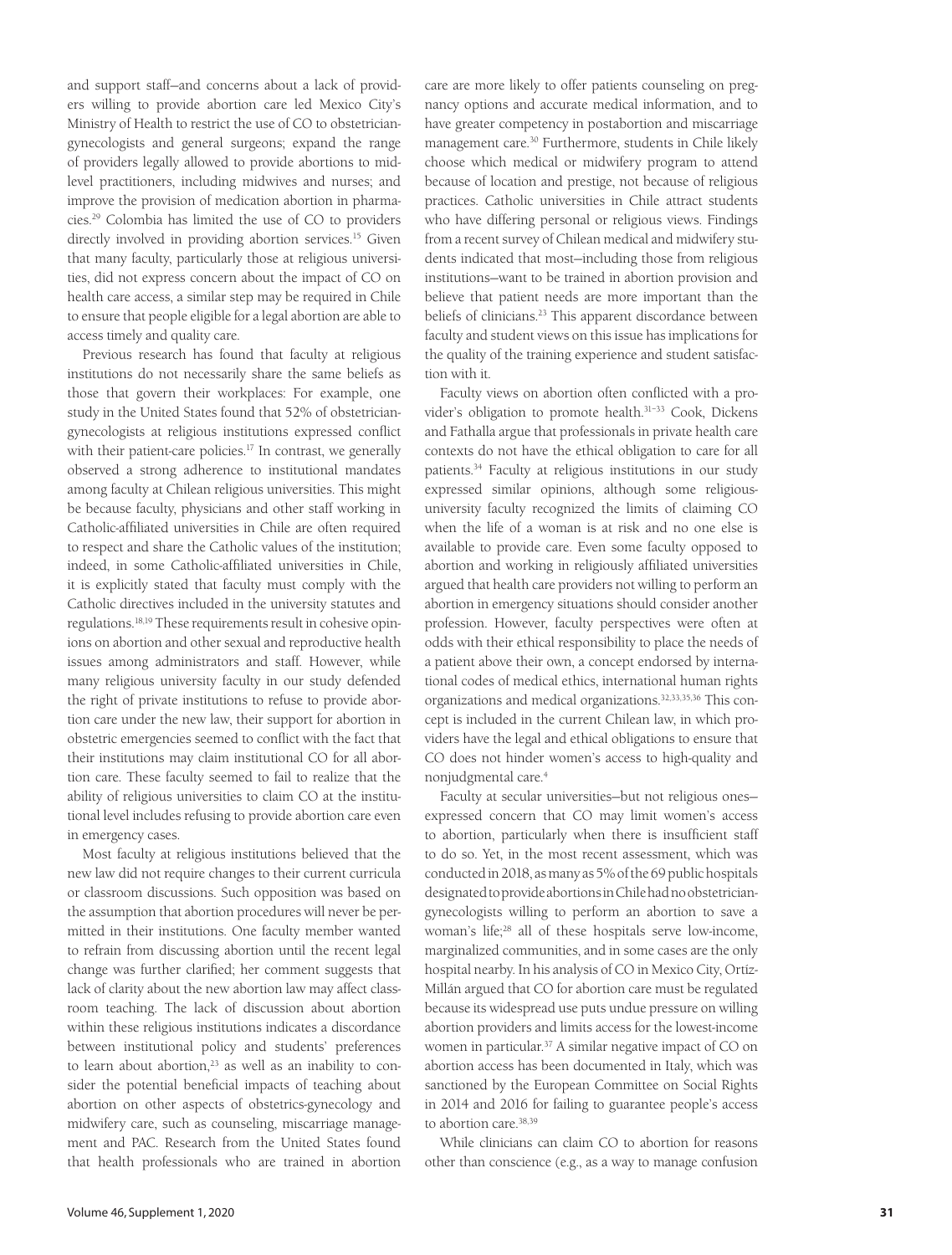and support staff—and concerns about a lack of providers willing to provide abortion care led Mexico City's Ministry of Health to restrict the use of CO to obstetrician-gynecologists and general surgeons; expand the range of providers legally allowed to provide abortions to mid-level practitioners, including midwives and nurses; and improve the provision of medication abortion in pharmacies.[29] Colombia has limited the use of CO to providers directly involved in providing abortion services.[15] Given that many faculty, particularly those at religious universities, did not express concern about the impact of CO on health care access, a similar step may be required in Chile to ensure that people eligible for a legal abortion are able to access timely and quality care.

Previous research has found that faculty at religious institutions do not necessarily share the same beliefs as those that govern their workplaces: For example, one study in the United States found that 52% of obstetrician-gynecologists at religious institutions expressed conflict with their patient-care policies.[17] In contrast, we generally observed a strong adherence to institutional mandates among faculty at Chilean religious universities. This might be because faculty, physicians and other staff working in Catholic-affiliated universities in Chile are often required to respect and share the Catholic values of the institution; indeed, in some Catholic-affiliated universities in Chile, it is explicitly stated that faculty must comply with the Catholic directives included in the university statutes and regulations.[18,19] These requirements result in cohesive opinions on abortion and other sexual and reproductive health issues among administrators and staff. However, while many religious university faculty in our study defended the right of private institutions to refuse to provide abortion care under the new law, their support for abortion in obstetric emergencies seemed to conflict with the fact that their institutions may claim institutional CO for all abortion care. These faculty seemed to fail to realize that the ability of religious universities to claim CO at the institutional level includes refusing to provide abortion care even in emergency cases.

Most faculty at religious institutions believed that the new law did not require changes to their current curricula or classroom discussions. Such opposition was based on the assumption that abortion procedures will never be permitted in their institutions. One faculty member wanted to refrain from discussing abortion until the recent legal change was further clarified; her comment suggests that lack of clarity about the new abortion law may affect classroom teaching. The lack of discussion about abortion within these religious institutions indicates a discordance between institutional policy and students' preferences to learn about abortion,[23] as well as an inability to consider the potential beneficial impacts of teaching about abortion on other aspects of obstetrics-gynecology and midwifery care, such as counseling, miscarriage management and PAC. Research from the United States found that health professionals who are trained in abortion care are more likely to offer patients counseling on pregnancy options and accurate medical information, and to have greater competency in postabortion and miscarriage management care.[30] Furthermore, students in Chile likely choose which medical or midwifery program to attend because of location and prestige, not because of religious practices. Catholic universities in Chile attract students who have differing personal or religious views. Findings from a recent survey of Chilean medical and midwifery students indicated that most—including those from religious institutions—want to be trained in abortion provision and believe that patient needs are more important than the beliefs of clinicians.[23] This apparent discordance between faculty and student views on this issue has implications for the quality of the training experience and student satisfaction with it.

Faculty views on abortion often conflicted with a provider's obligation to promote health.[31–33] Cook, Dickens and Fathalla argue that professionals in private health care contexts do not have the ethical obligation to care for all patients.[34] Faculty at religious institutions in our study expressed similar opinions, although some religious-university faculty recognized the limits of claiming CO when the life of a woman is at risk and no one else is available to provide care. Even some faculty opposed to abortion and working in religiously affiliated universities argued that health care providers not willing to perform an abortion in emergency situations should consider another profession. However, faculty perspectives were often at odds with their ethical responsibility to place the needs of a patient above their own, a concept endorsed by international codes of medical ethics, international human rights organizations and medical organizations.[32,33,35,36] This concept is included in the current Chilean law, in which providers have the legal and ethical obligations to ensure that CO does not hinder women's access to high-quality and nonjudgmental care.[4]

Faculty at secular universities—but not religious ones—expressed concern that CO may limit women's access to abortion, particularly when there is insufficient staff to do so. Yet, in the most recent assessment, which was conducted in 2018, as many as 5% of the 69 public hospitals designated to provide abortions in Chile had no obstetrician-gynecologists willing to perform an abortion to save a woman's life;[28] all of these hospitals serve low-income, marginalized communities, and in some cases are the only hospital nearby. In his analysis of CO in Mexico City, Ortíz-Millán argued that CO for abortion care must be regulated because its widespread use puts undue pressure on willing abortion providers and limits access for the lowest-income women in particular.[37] A similar negative impact of CO on abortion access has been documented in Italy, which was sanctioned by the European Committee on Social Rights in 2014 and 2016 for failing to guarantee people's access to abortion care.[38,39]

While clinicians can claim CO to abortion for reasons other than conscience (e.g., as a way to manage confusion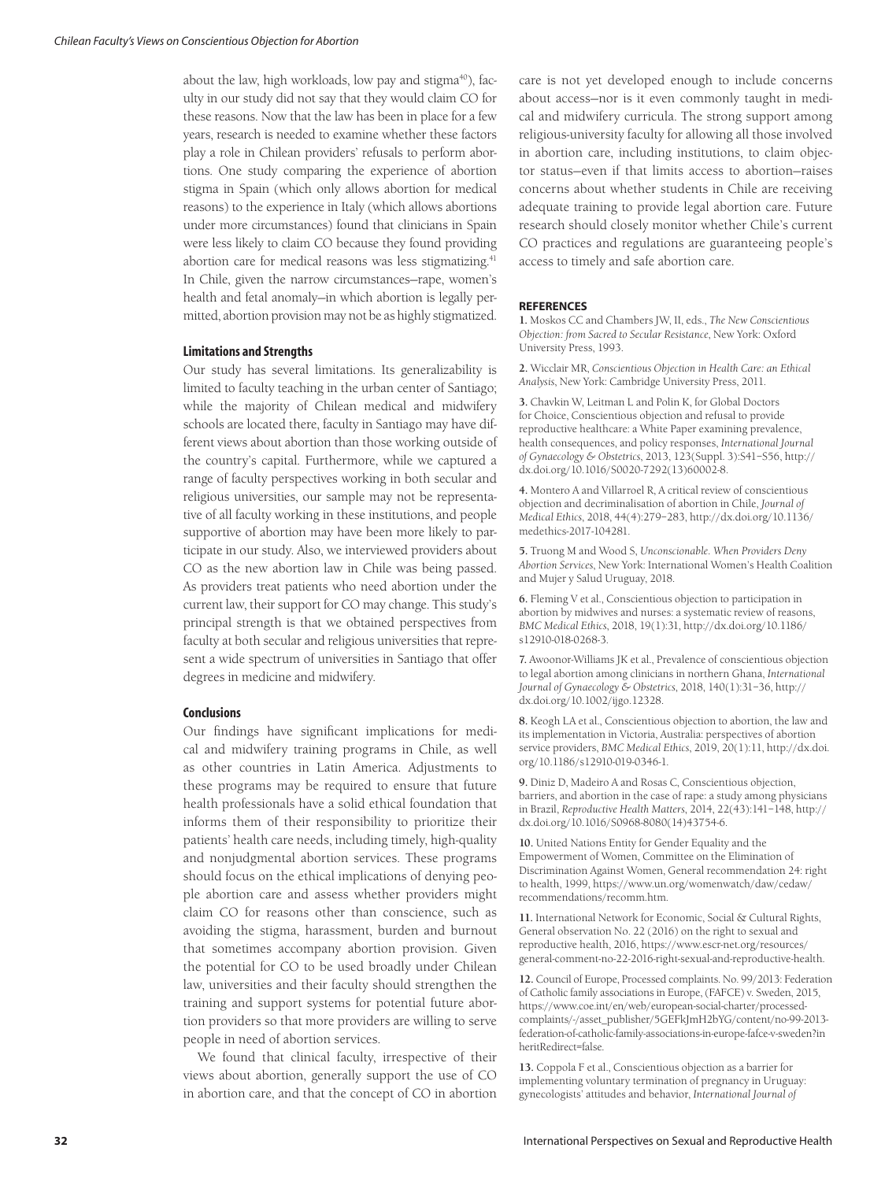about the law, high workloads, low pay and stigma[40]), faculty in our study did not say that they would claim CO for these reasons. Now that the law has been in place for a few years, research is needed to examine whether these factors play a role in Chilean providers' refusals to perform abortions. One study comparing the experience of abortion stigma in Spain (which only allows abortion for medical reasons) to the experience in Italy (which allows abortions under more circumstances) found that clinicians in Spain were less likely to claim CO because they found providing abortion care for medical reasons was less stigmatizing.[41] In Chile, given the narrow circumstances—rape, women's health and fetal anomaly—in which abortion is legally permitted, abortion provision may not be as highly stigmatized.

### Limitations and Strengths

Our study has several limitations. Its generalizability is limited to faculty teaching in the urban center of Santiago; while the majority of Chilean medical and midwifery schools are located there, faculty in Santiago may have different views about abortion than those working outside of the country's capital. Furthermore, while we captured a range of faculty perspectives working in both secular and religious universities, our sample may not be representative of all faculty working in these institutions, and people supportive of abortion may have been more likely to participate in our study. Also, we interviewed providers about CO as the new abortion law in Chile was being passed. As providers treat patients who need abortion under the current law, their support for CO may change. This study's principal strength is that we obtained perspectives from faculty at both secular and religious universities that represent a wide spectrum of universities in Santiago that offer degrees in medicine and midwifery.

### Conclusions

Our findings have significant implications for medical and midwifery training programs in Chile, as well as other countries in Latin America. Adjustments to these programs may be required to ensure that future health professionals have a solid ethical foundation that informs them of their responsibility to prioritize their patients' health care needs, including timely, high-quality and nonjudgmental abortion services. These programs should focus on the ethical implications of denying people abortion care and assess whether providers might claim CO for reasons other than conscience, such as avoiding the stigma, harassment, burden and burnout that sometimes accompany abortion provision. Given the potential for CO to be used broadly under Chilean law, universities and their faculty should strengthen the training and support systems for potential future abortion providers so that more providers are willing to serve people in need of abortion services.

We found that clinical faculty, irrespective of their views about abortion, generally support the use of CO in abortion care, and that the concept of CO in abortion care is not yet developed enough to include concerns about access—nor is it even commonly taught in medical and midwifery curricula. The strong support among religious-university faculty for allowing all those involved in abortion care, including institutions, to claim objector status—even if that limits access to abortion—raises concerns about whether students in Chile are receiving adequate training to provide legal abortion care. Future research should closely monitor whether Chile's current CO practices and regulations are guaranteeing people's access to timely and safe abortion care.

### REFERENCES

**1.** Moskos CC and Chambers JW, II, eds., *The New Conscientious Objection: from Sacred to Secular Resistance*, New York: Oxford University Press, 1993.

**2.** Wicclair MR, *Conscientious Objection in Health Care: an Ethical Analysis*, New York: Cambridge University Press, 2011.

**3.** Chavkin W, Leitman L and Polin K, for Global Doctors for Choice, Conscientious objection and refusal to provide reproductive healthcare: a White Paper examining prevalence, health consequences, and policy responses, *International Journal of Gynaecology & Obstetrics*, 2013, 123(Suppl. 3):S41–S56, http://dx.doi.org/10.1016/S0020-7292(13)60002-8.

**4.** Montero A and Villarroel R, A critical review of conscientious objection and decriminalisation of abortion in Chile, *Journal of Medical Ethics*, 2018, 44(4):279–283, http://dx.doi.org/10.1136/medethics-2017-104281.

**5.** Truong M and Wood S, *Unconscionable. When Providers Deny Abortion Services*, New York: International Women's Health Coalition and Mujer y Salud Uruguay, 2018.

**6.** Fleming V et al., Conscientious objection to participation in abortion by midwives and nurses: a systematic review of reasons, *BMC Medical Ethics*, 2018, 19(1):31, http://dx.doi.org/10.1186/s12910-018-0268-3.

**7.** Awoonor-Williams JK et al., Prevalence of conscientious objection to legal abortion among clinicians in northern Ghana, *International Journal of Gynaecology & Obstetrics*, 2018, 140(1):31–36, http://dx.doi.org/10.1002/ijgo.12328.

**8.** Keogh LA et al., Conscientious objection to abortion, the law and its implementation in Victoria, Australia: perspectives of abortion service providers, *BMC Medical Ethics*, 2019, 20(1):11, http://dx.doi.org/10.1186/s12910-019-0346-1.

**9.** Diniz D, Madeiro A and Rosas C, Conscientious objection, barriers, and abortion in the case of rape: a study among physicians in Brazil, *Reproductive Health Matters*, 2014, 22(43):141–148, http://dx.doi.org/10.1016/S0968-8080(14)43754-6.

**10.** United Nations Entity for Gender Equality and the Empowerment of Women, Committee on the Elimination of Discrimination Against Women, General recommendation 24: right to health, 1999, https://www.un.org/womenwatch/daw/cedaw/recommendations/recomm.htm.

**11.** International Network for Economic, Social & Cultural Rights, General observation No. 22 (2016) on the right to sexual and reproductive health, 2016, https://www.escr-net.org/resources/general-comment-no-22-2016-right-sexual-and-reproductive-health.

**12.** Council of Europe, Processed complaints. No. 99/2013: Federation of Catholic family associations in Europe, (FAFCE) v. Sweden, 2015, https://www.coe.int/en/web/european-social-charter/processed-complaints/-/asset_publisher/5GEFkJmH2bYG/content/no-99-2013-federation-of-catholic-family-associations-in-europe-fafce-v-sweden?inheritRedirect=false.

**13.** Coppola F et al., Conscientious objection as a barrier for implementing voluntary termination of pregnancy in Uruguay: gynecologists' attitudes and behavior, *International Journal of*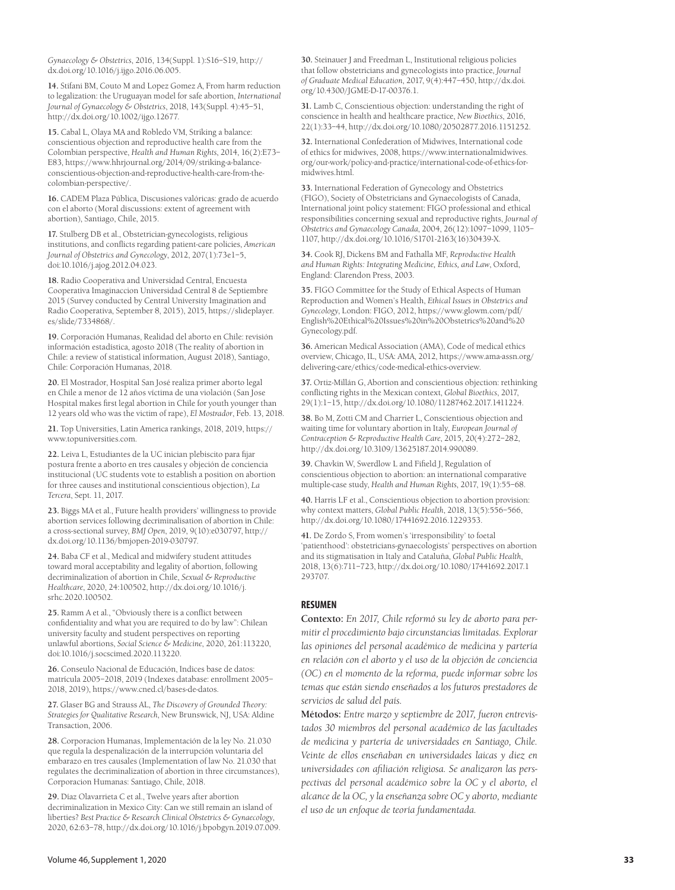*Gynaecology & Obstetrics*, 2016, 134(Suppl. 1):S16–S19, http://dx.doi.org/10.1016/j.ijgo.2016.06.005.

**14.** Stifani BM, Couto M and Lopez Gomez A, From harm reduction to legalization: the Uruguayan model for safe abortion, *International Journal of Gynaecology & Obstetrics*, 2018, 143(Suppl. 4):45–51, http://dx.doi.org/10.1002/ijgo.12677.

**15.** Cabal L, Olaya MA and Robledo VM, Striking a balance: conscientious objection and reproductive health care from the Colombian perspective, *Health and Human Rights*, 2014, 16(2):E73–E83, https://www.hhrjournal.org/2014/09/striking-a-balance-conscientious-objection-and-reproductive-health-care-from-the-colombian-perspective/.

**16.** CADEM Plaza Pública, Discusiones valóricas: grado de acuerdo con el aborto (Moral discussions: extent of agreement with abortion), Santiago, Chile, 2015.

**17.** Stulberg DB et al., Obstetrician-gynecologists, religious institutions, and conflicts regarding patient-care policies, *American Journal of Obstetrics and Gynecology*, 2012, 207(1):73e1–5, doi:10.1016/j.ajog.2012.04.023.

**18.** Radio Cooperativa and Universidad Central, Encuesta Cooperativa Imaginaccion Universidad Central 8 de Septiembre 2015 (Survey conducted by Central University Imagination and Radio Cooperativa, September 8, 2015), 2015, https://slideplayer.es/slide/7334868/.

**19.** Corporación Humanas, Realidad del aborto en Chile: revisión información estadística, agosto 2018 (The reality of abortion in Chile: a review of statistical information, August 2018), Santiago, Chile: Corporación Humanas, 2018.

**20.** El Mostrador, Hospital San José realiza primer aborto legal en Chile a menor de 12 años víctima de una violación (San Jose Hospital makes first legal abortion in Chile for youth younger than 12 years old who was the victim of rape), *El Mostrador*, Feb. 13, 2018.

**21.** Top Universities, Latin America rankings, 2018, 2019, https://www.topuniversities.com.

**22.** Leiva L, Estudiantes de la UC inician plebiscito para fijar postura frente a aborto en tres causales y objeción de conciencia institucional (UC students vote to establish a position on abortion for three causes and institutional conscientious objection), *La Tercera*, Sept. 11, 2017.

**23.** Biggs MA et al., Future health providers' willingness to provide abortion services following decriminalisation of abortion in Chile: a cross-sectional survey, *BMJ Open*, 2019, 9(10):e030797, http://dx.doi.org/10.1136/bmjopen-2019-030797.

**24.** Baba CF et al., Medical and midwifery student attitudes toward moral acceptability and legality of abortion, following decriminalization of abortion in Chile, *Sexual & Reproductive Healthcare*, 2020, 24:100502, http://dx.doi.org/10.1016/j.srhc.2020.100502.

**25.** Ramm A et al., "Obviously there is a conflict between confidentiality and what you are required to do by law": Chilean university faculty and student perspectives on reporting unlawful abortions, *Social Science & Medicine*, 2020, 261:113220, doi:10.1016/j.socscimed.2020.113220.

**26.** Conseulo Nacional de Educación, Indices base de datos: matrícula 2005–2018, 2019 (Indexes database: enrollment 2005–2018, 2019), https://www.cned.cl/bases-de-datos.

**27.** Glaser BG and Strauss AL, *The Discovery of Grounded Theory: Strategies for Qualitative Research*, New Brunswick, NJ, USA: Aldine Transaction, 2006.

**28.** Corporacion Humanas, Implementación de la ley No. 21.030 que regula la despenalización de la interrupción voluntaria del embarazo en tres causales (Implementation of law No. 21.030 that regulates the decriminalization of abortion in three circumstances), Corporacion Humanas: Santiago, Chile, 2018.

**29.** Díaz Olavarrieta C et al., Twelve years after abortion decriminalization in Mexico City: Can we still remain an island of liberties? *Best Practice & Research Clinical Obstetrics & Gynaecology*, 2020, 62:63–78, http://dx.doi.org/10.1016/j.bpobgyn.2019.07.009.

**30.** Steinauer J and Freedman L, Institutional religious policies that follow obstetricians and gynecologists into practice, *Journal of Graduate Medical Education*, 2017, 9(4):447–450, http://dx.doi.org/10.4300/JGME-D-17-00376.1.

**31.** Lamb C, Conscientious objection: understanding the right of conscience in health and healthcare practice, *New Bioethics*, 2016, 22(1):33–44, http://dx.doi.org/10.1080/20502877.2016.1151252.

**32.** International Confederation of Midwives, International code of ethics for midwives, 2008, https://www.internationalmidwives.org/our-work/policy-and-practice/international-code-of-ethics-for-midwives.html.

**33.** International Federation of Gynecology and Obstetrics (FIGO), Society of Obstetricians and Gynaecologists of Canada, International joint policy statement: FIGO professional and ethical responsibilities concerning sexual and reproductive rights, *Journal of Obstetrics and Gynaecology Canada*, 2004, 26(12):1097–1099, 1105–1107, http://dx.doi.org/10.1016/S1701-2163(16)30439-X.

**34.** Cook RJ, Dickens BM and Fathalla MF, *Reproductive Health and Human Rights: Integrating Medicine, Ethics, and Law*, Oxford, England: Clarendon Press, 2003.

**35.** FIGO Committee for the Study of Ethical Aspects of Human Reproduction and Women's Health, *Ethical Issues in Obstetrics and Gynecology*, London: FIGO, 2012, https://www.glowm.com/pdf/English%20Ethical%20Issues%20in%20Obstetrics%20and%20Gynecology.pdf.

**36.** American Medical Association (AMA), Code of medical ethics overview, Chicago, IL, USA: AMA, 2012, https://www.ama-assn.org/delivering-care/ethics/code-medical-ethics-overview.

**37.** Ortiz-Millán G, Abortion and conscientious objection: rethinking conflicting rights in the Mexican context, *Global Bioethics*, 2017, 29(1):1–15, http://dx.doi.org/10.1080/11287462.2017.1411224.

**38.** Bo M, Zotti CM and Charrier L, Conscientious objection and waiting time for voluntary abortion in Italy, *European Journal of Contraception & Reproductive Health Care*, 2015, 20(4):272–282, http://dx.doi.org/10.3109/13625187.2014.990089.

**39.** Chavkin W, Swerdlow L and Fifield J, Regulation of conscientious objection to abortion: an international comparative multiple-case study, *Health and Human Rights*, 2017, 19(1):55–68.

**40.** Harris LF et al., Conscientious objection to abortion provision: why context matters, *Global Public Health*, 2018, 13(5):556–566, http://dx.doi.org/10.1080/17441692.2016.1229353.

**41.** De Zordo S, From women's 'irresponsibility' to foetal 'patienthood': obstetricians-gynaecologists' perspectives on abortion and its stigmatisation in Italy and Cataluña, *Global Public Health*, 2018, 13(6):711–723, http://dx.doi.org/10.1080/17441692.2017.1293707.

## RESUMEN

**Contexto:** *En 2017, Chile reformó su ley de aborto para permitir el procedimiento bajo circunstancias limitadas. Explorar las opiniones del personal académico de medicina y partería en relación con el aborto y el uso de la objeción de conciencia (OC) en el momento de la reforma, puede informar sobre los temas que están siendo enseñados a los futuros prestadores de servicios de salud del país.*

**Métodos:** *Entre marzo y septiembre de 2017, fueron entrevistados 30 miembros del personal académico de las facultades de medicina y partería de universidades en Santiago, Chile. Veinte de ellos enseñaban en universidades laicas y diez en universidades con afiliación religiosa. Se analizaron las perspectivas del personal académico sobre la OC y el aborto, el alcance de la OC, y la enseñanza sobre OC y aborto, mediante el uso de un enfoque de teoría fundamentada.*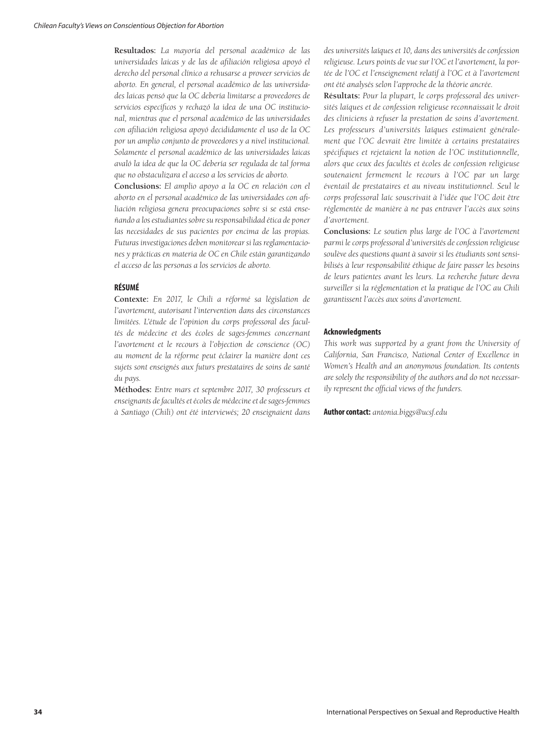**Resultados:** *La mayoría del personal académico de las universidades laicas y de las de afiliación religiosa apoyó el derecho del personal clínico a rehusarse a proveer servicios de aborto. En general, el personal académico de las universidades laicas pensó que la OC debería limitarse a proveedores de servicios específicos y rechazó la idea de una OC institucional, mientras que el personal académico de las universidades con afiliación religiosa apoyó decididamente el uso de la OC por un amplio conjunto de proveedores y a nivel institucional. Solamente el personal académico de las universidades laicas avaló la idea de que la OC debería ser regulada de tal forma que no obstaculizara el acceso a los servicios de aborto.*

**Conclusions:** *El amplio apoyo a la OC en relación con el aborto en el personal académico de las universidades con afiliación religiosa genera preocupaciones sobre si se está enseñando a los estudiantes sobre su responsabilidad ética de poner las necesidades de sus pacientes por encima de las propias. Futuras investigaciones deben monitorear si las reglamentaciones y prácticas en materia de OC en Chile están garantizando el acceso de las personas a los servicios de aborto.*

## RÉSUMÉ

**Contexte:** *En 2017, le Chili a réformé sa législation de l'avortement, autorisant l'intervention dans des circonstances limitées. L'étude de l'opinion du corps professoral des facultés de médecine et des écoles de sages-femmes concernant l'avortement et le recours à l'objection de conscience (OC) au moment de la réforme peut éclairer la manière dont ces sujets sont enseignés aux futurs prestataires de soins de santé du pays.*

**Méthodes:** *Entre mars et septembre 2017, 30 professeurs et enseignants de facultés et écoles de médecine et de sages-femmes à Santiago (Chili) ont été interviewés; 20 enseignaient dans des universités laïques et 10, dans des universités de confession religieuse. Leurs points de vue sur l'OC et l'avortement, la portée de l'OC et l'enseignement relatif à l'OC et à l'avortement ont été analysés selon l'approche de la théorie ancrée.*

**Résultats:** *Pour la plupart, le corps professoral des universités laïques et de confession religieuse reconnaissait le droit des cliniciens à refuser la prestation de soins d'avortement. Les professeurs d'universités laïques estimaient généralement que l'OC devrait être limitée à certains prestataires spécifiques et rejetaient la notion de l'OC institutionnelle, alors que ceux des facultés et écoles de confession religieuse soutenaient fermement le recours à l'OC par un large éventail de prestataires et au niveau institutionnel. Seul le corps professoral laïc souscrivait à l'idée que l'OC doit être réglementée de manière à ne pas entraver l'accès aux soins d'avortement.*

**Conclusions:** *Le soutien plus large de l'OC à l'avortement parmi le corps professoral d'universités de confession religieuse soulève des questions quant à savoir si les étudiants sont sensibilisés à leur responsabilité éthique de faire passer les besoins de leurs patientes avant les leurs. La recherche future devra surveiller si la réglementation et la pratique de l'OC au Chili garantissent l'accès aux soins d'avortement.*

### Acknowledgments

*This work was supported by a grant from the University of California, San Francisco, National Center of Excellence in Women's Health and an anonymous foundation. Its contents are solely the responsibility of the authors and do not necessarily represent the official views of the funders.*

**Author contact:** *antonia.biggs@ucsf.edu*